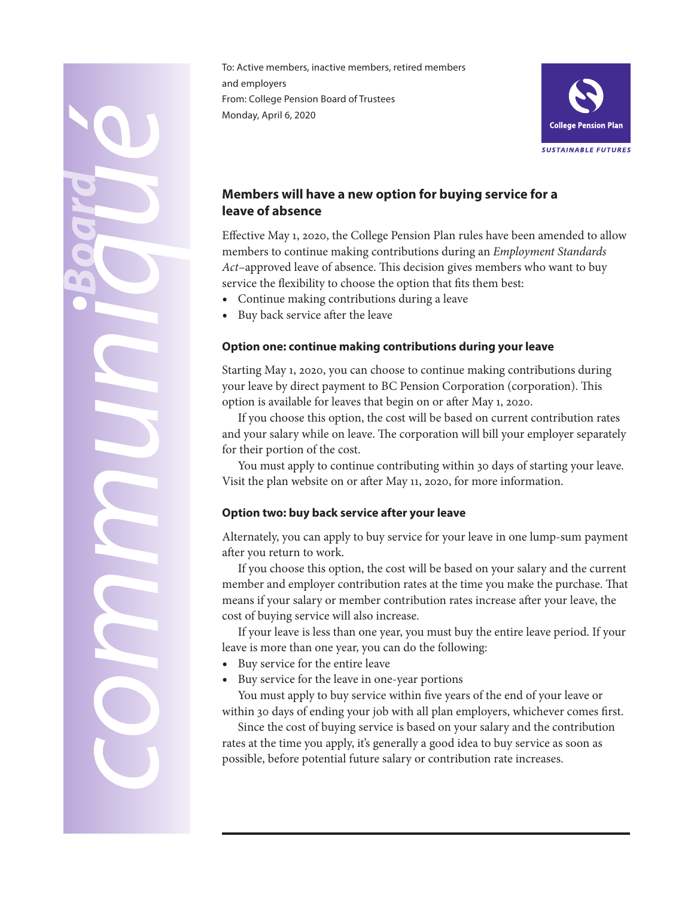Board communiqué

To: Active members, inactive members, retired members and employers
From: College Pension Board of Trustees
Monday, April 6, 2020

College Pension Plan
SUSTAINABLE FUTURES

## Members will have a new option for buying service for a leave of absence

Effective May 1, 2020, the College Pension Plan rules have been amended to allow members to continue making contributions during an *Employment Standards Act*–approved leave of absence. This decision gives members who want to buy service the flexibility to choose the option that fits them best:

- Continue making contributions during a leave
- Buy back service after the leave

### Option one: continue making contributions during your leave

Starting May 1, 2020, you can choose to continue making contributions during your leave by direct payment to BC Pension Corporation (corporation). This option is available for leaves that begin on or after May 1, 2020.

If you choose this option, the cost will be based on current contribution rates and your salary while on leave. The corporation will bill your employer separately for their portion of the cost.

You must apply to continue contributing within 30 days of starting your leave. Visit the plan website on or after May 11, 2020, for more information.

### Option two: buy back service after your leave

Alternately, you can apply to buy service for your leave in one lump-sum payment after you return to work.

If you choose this option, the cost will be based on your salary and the current member and employer contribution rates at the time you make the purchase. That means if your salary or member contribution rates increase after your leave, the cost of buying service will also increase.

If your leave is less than one year, you must buy the entire leave period. If your leave is more than one year, you can do the following:

- Buy service for the entire leave
- Buy service for the leave in one-year portions

You must apply to buy service within five years of the end of your leave or within 30 days of ending your job with all plan employers, whichever comes first.

Since the cost of buying service is based on your salary and the contribution rates at the time you apply, it's generally a good idea to buy service as soon as possible, before potential future salary or contribution rate increases.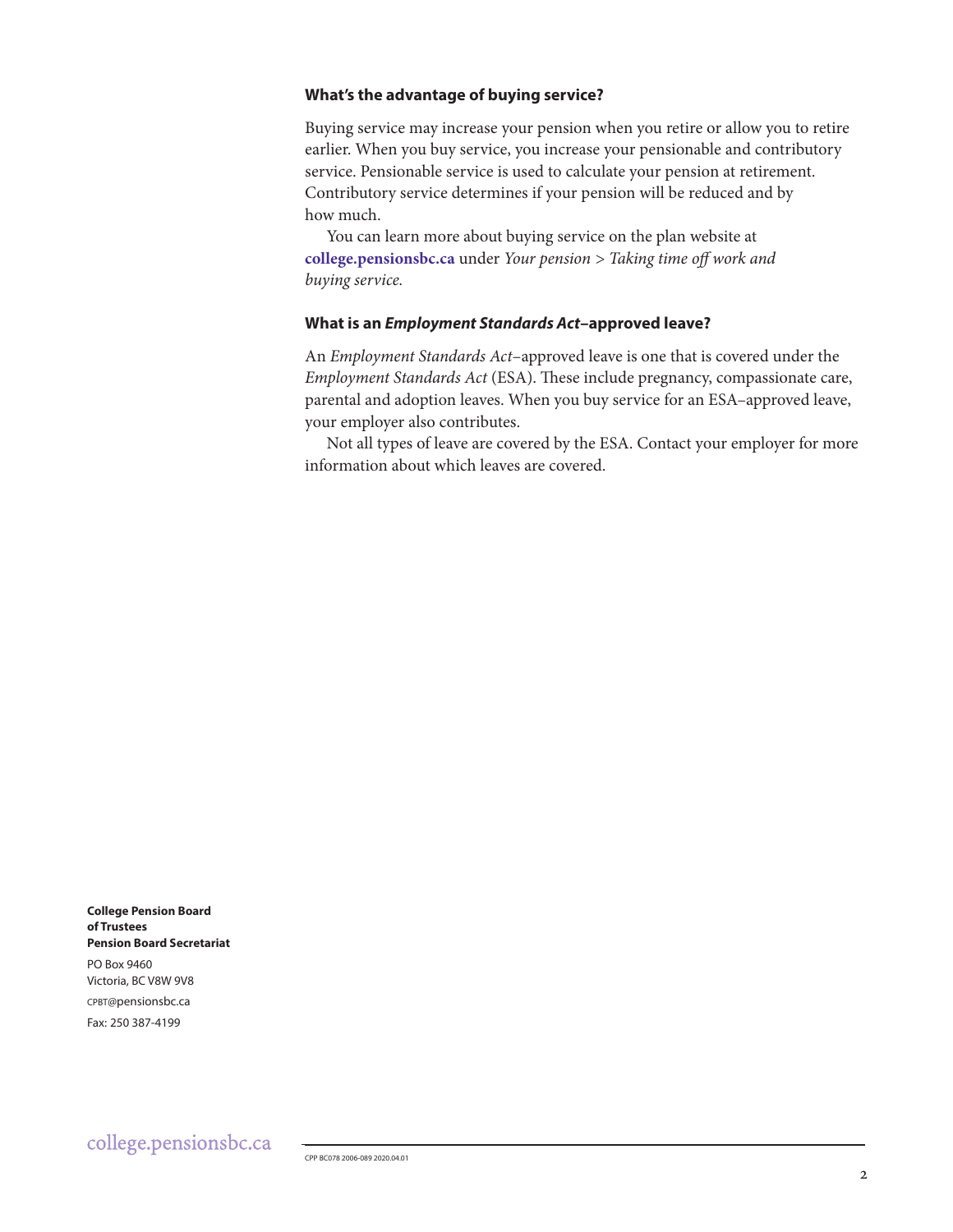### What's the advantage of buying service?

Buying service may increase your pension when you retire or allow you to retire earlier. When you buy service, you increase your pensionable and contributory service. Pensionable service is used to calculate your pension at retirement. Contributory service determines if your pension will be reduced and by how much.

You can learn more about buying service on the plan website at **college.pensionsbc.ca** under *Your pension > Taking time off work and buying service.*

### What is an *Employment Standards Act*–approved leave?

An *Employment Standards Act*–approved leave is one that is covered under the *Employment Standards Act* (ESA). These include pregnancy, compassionate care, parental and adoption leaves. When you buy service for an ESA–approved leave, your employer also contributes.

Not all types of leave are covered by the ESA. Contact your employer for more information about which leaves are covered.

**College Pension Board of Trustees**
**Pension Board Secretariat**

PO Box 9460
Victoria, BC V8W 9V8
CPBT@pensionsbc.ca
Fax: 250 387-4199

college.pensionsbc.ca

CPP BC078 2006-089 2020.04.01